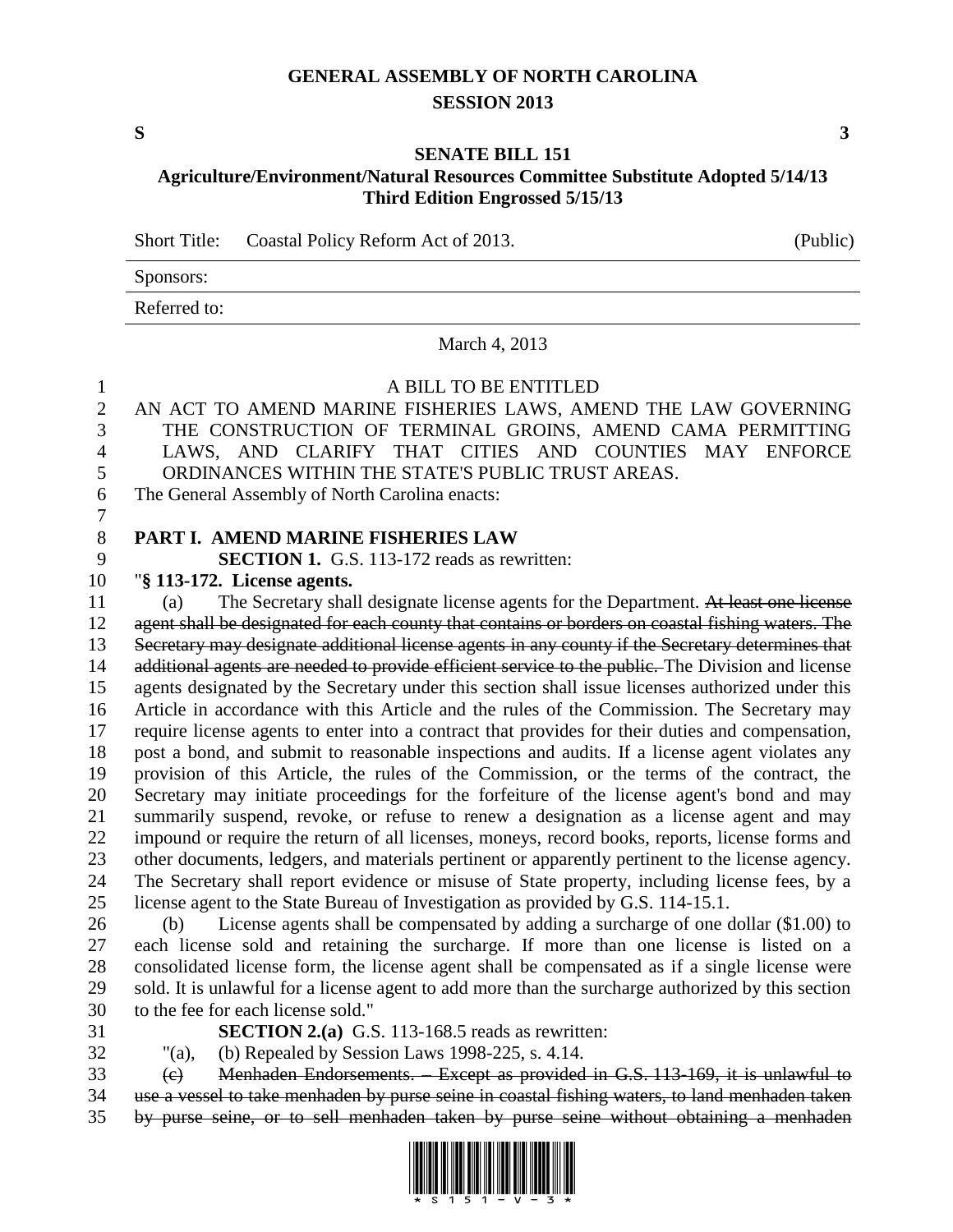# GENERAL ASSEMBLY OF NORTH CAROLINA
## SESSION 2013

**S** **3**

## SENATE BILL 151
### Agriculture/Environment/Natural Resources Committee Substitute Adopted 5/14/13
### Third Edition Engrossed 5/15/13

| | | |
|---|---|---|
| Short Title: | Coastal Policy Reform Act of 2013. | (Public) |
| Sponsors: | | |
| Referred to: | | |

March 4, 2013

A BILL TO BE ENTITLED

AN ACT TO AMEND MARINE FISHERIES LAWS, AMEND THE LAW GOVERNING THE CONSTRUCTION OF TERMINAL GROINS, AMEND CAMA PERMITTING LAWS, AND CLARIFY THAT CITIES AND COUNTIES MAY ENFORCE ORDINANCES WITHIN THE STATE'S PUBLIC TRUST AREAS.

The General Assembly of North Carolina enacts:

**PART I. AMEND MARINE FISHERIES LAW**

**SECTION 1.** G.S. 113-172 reads as rewritten:

"**§ 113-172. License agents.**

(a) The Secretary shall designate license agents for the Department. ~~At least one license agent shall be designated for each county that contains or borders on coastal fishing waters. The Secretary may designate additional license agents in any county if the Secretary determines that additional agents are needed to provide efficient service to the public.~~ The Division and license agents designated by the Secretary under this section shall issue licenses authorized under this Article in accordance with this Article and the rules of the Commission. The Secretary may require license agents to enter into a contract that provides for their duties and compensation, post a bond, and submit to reasonable inspections and audits. If a license agent violates any provision of this Article, the rules of the Commission, or the terms of the contract, the Secretary may initiate proceedings for the forfeiture of the license agent's bond and may summarily suspend, revoke, or refuse to renew a designation as a license agent and may impound or require the return of all licenses, moneys, record books, reports, license forms and other documents, ledgers, and materials pertinent or apparently pertinent to the license agency. The Secretary shall report evidence or misuse of State property, including license fees, by a license agent to the State Bureau of Investigation as provided by G.S. 114-15.1.

(b) License agents shall be compensated by adding a surcharge of one dollar ($1.00) to each license sold and retaining the surcharge. If more than one license is listed on a consolidated license form, the license agent shall be compensated as if a single license were sold. It is unlawful for a license agent to add more than the surcharge authorized by this section to the fee for each license sold."

**SECTION 2.(a)** G.S. 113-168.5 reads as rewritten:

"(a), (b) Repealed by Session Laws 1998-225, s. 4.14.

~~(c) Menhaden Endorsements. – Except as provided in G.S. 113-169, it is unlawful to use a vessel to take menhaden by purse seine in coastal fishing waters, to land menhaden taken by purse seine, or to sell menhaden taken by purse seine without obtaining a menhaden~~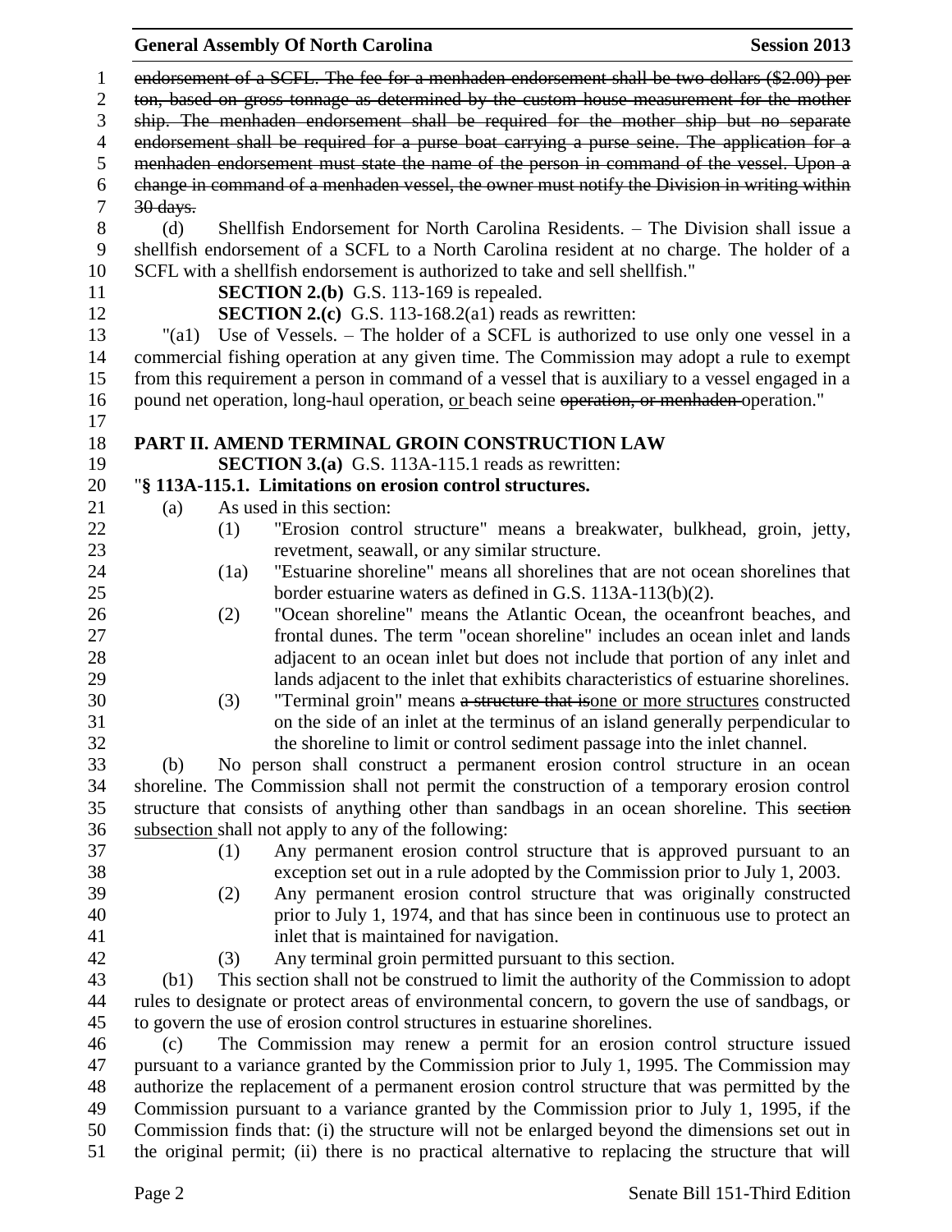~~endorsement of a SCFL. The fee for a menhaden endorsement shall be two dollars ($2.00) per ton, based on gross tonnage as determined by the custom house measurement for the mother ship. The menhaden endorsement shall be required for the mother ship but no separate endorsement shall be required for a purse boat carrying a purse seine. The application for a menhaden endorsement must state the name of the person in command of the vessel. Upon a change in command of a menhaden vessel, the owner must notify the Division in writing within 30 days.~~

(d) Shellfish Endorsement for North Carolina Residents. – The Division shall issue a shellfish endorsement of a SCFL to a North Carolina resident at no charge. The holder of a SCFL with a shellfish endorsement is authorized to take and sell shellfish."

**SECTION 2.(b)** G.S. 113-169 is repealed.

**SECTION 2.(c)** G.S. 113-168.2(a1) reads as rewritten:

"(a1) Use of Vessels. – The holder of a SCFL is authorized to use only one vessel in a commercial fishing operation at any given time. The Commission may adopt a rule to exempt from this requirement a person in command of a vessel that is auxiliary to a vessel engaged in a pound net operation, long-haul operation, <u>or</u> beach seine ~~operation, or menhaden~~ operation."

**PART II. AMEND TERMINAL GROIN CONSTRUCTION LAW**

**SECTION 3.(a)** G.S. 113A-115.1 reads as rewritten:

"**§ 113A-115.1. Limitations on erosion control structures.**

(a) As used in this section:

(1) "Erosion control structure" means a breakwater, bulkhead, groin, jetty, revetment, seawall, or any similar structure.

(1a) "Estuarine shoreline" means all shorelines that are not ocean shorelines that border estuarine waters as defined in G.S. 113A-113(b)(2).

(2) "Ocean shoreline" means the Atlantic Ocean, the oceanfront beaches, and frontal dunes. The term "ocean shoreline" includes an ocean inlet and lands adjacent to an ocean inlet but does not include that portion of any inlet and lands adjacent to the inlet that exhibits characteristics of estuarine shorelines.

(3) "Terminal groin" means ~~a structure that is~~<u>one or more structures</u> constructed on the side of an inlet at the terminus of an island generally perpendicular to the shoreline to limit or control sediment passage into the inlet channel.

(b) No person shall construct a permanent erosion control structure in an ocean shoreline. The Commission shall not permit the construction of a temporary erosion control structure that consists of anything other than sandbags in an ocean shoreline. This ~~section~~ <u>subsection</u> shall not apply to any of the following:

(1) Any permanent erosion control structure that is approved pursuant to an exception set out in a rule adopted by the Commission prior to July 1, 2003.

(2) Any permanent erosion control structure that was originally constructed prior to July 1, 1974, and that has since been in continuous use to protect an inlet that is maintained for navigation.

(3) Any terminal groin permitted pursuant to this section.

(b1) This section shall not be construed to limit the authority of the Commission to adopt rules to designate or protect areas of environmental concern, to govern the use of sandbags, or to govern the use of erosion control structures in estuarine shorelines.

(c) The Commission may renew a permit for an erosion control structure issued pursuant to a variance granted by the Commission prior to July 1, 1995. The Commission may authorize the replacement of a permanent erosion control structure that was permitted by the Commission pursuant to a variance granted by the Commission prior to July 1, 1995, if the Commission finds that: (i) the structure will not be enlarged beyond the dimensions set out in the original permit; (ii) there is no practical alternative to replacing the structure that will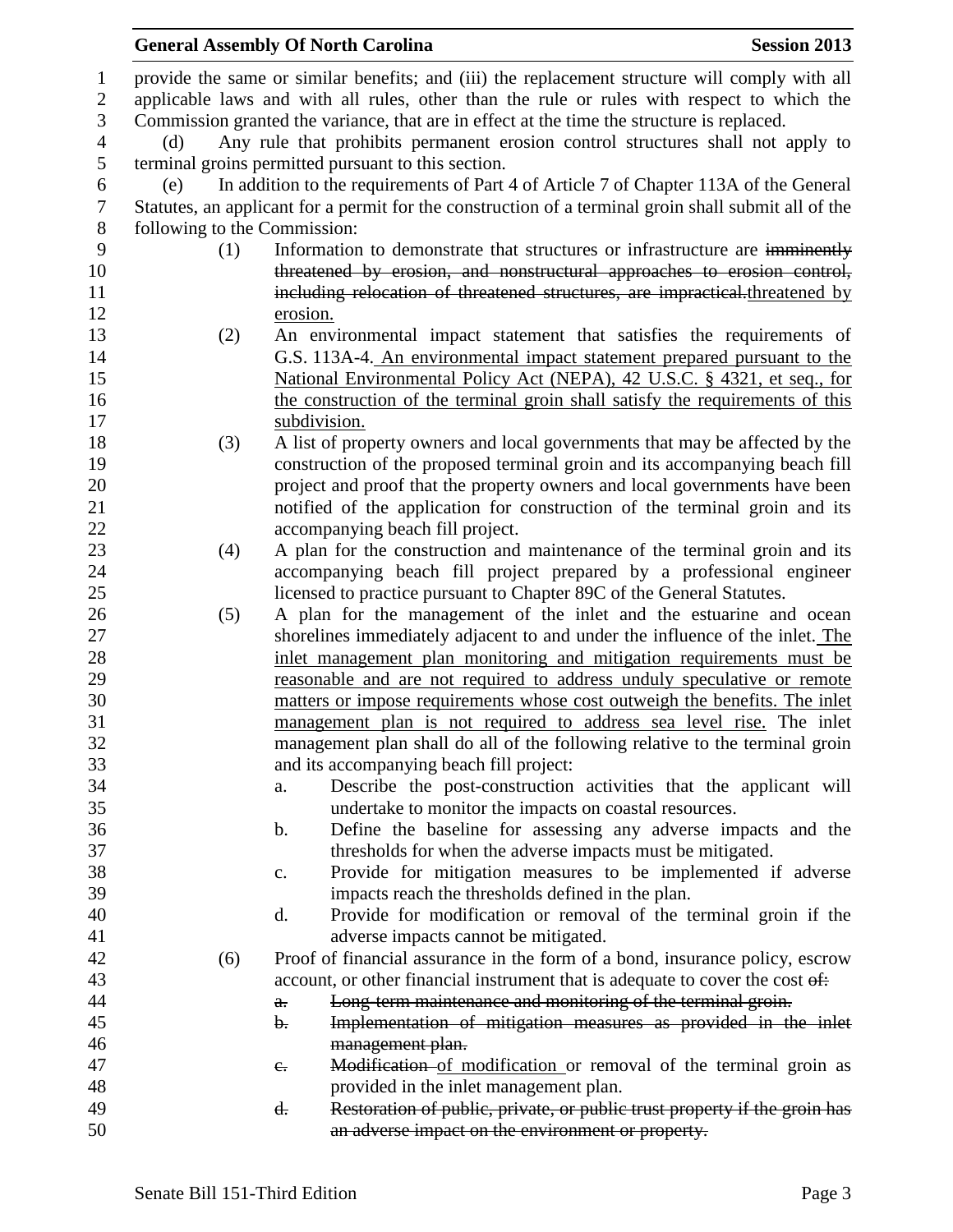provide the same or similar benefits; and (iii) the replacement structure will comply with all applicable laws and with all rules, other than the rule or rules with respect to which the Commission granted the variance, that are in effect at the time the structure is replaced.

(d) Any rule that prohibits permanent erosion control structures shall not apply to terminal groins permitted pursuant to this section.

(e) In addition to the requirements of Part 4 of Article 7 of Chapter 113A of the General Statutes, an applicant for a permit for the construction of a terminal groin shall submit all of the following to the Commission:

(1) Information to demonstrate that structures or infrastructure are ~~imminently threatened by erosion, and nonstructural approaches to erosion control, including relocation of threatened structures, are impractical.~~threatened by erosion.

(2) An environmental impact statement that satisfies the requirements of G.S. 113A-4. An environmental impact statement prepared pursuant to the National Environmental Policy Act (NEPA), 42 U.S.C. § 4321, et seq., for the construction of the terminal groin shall satisfy the requirements of this subdivision.

(3) A list of property owners and local governments that may be affected by the construction of the proposed terminal groin and its accompanying beach fill project and proof that the property owners and local governments have been notified of the application for construction of the terminal groin and its accompanying beach fill project.

(4) A plan for the construction and maintenance of the terminal groin and its accompanying beach fill project prepared by a professional engineer licensed to practice pursuant to Chapter 89C of the General Statutes.

(5) A plan for the management of the inlet and the estuarine and ocean shorelines immediately adjacent to and under the influence of the inlet. The inlet management plan monitoring and mitigation requirements must be reasonable and are not required to address unduly speculative or remote matters or impose requirements whose cost outweigh the benefits. The inlet management plan is not required to address sea level rise. The inlet management plan shall do all of the following relative to the terminal groin and its accompanying beach fill project:

   a. Describe the post-construction activities that the applicant will undertake to monitor the impacts on coastal resources.

   b. Define the baseline for assessing any adverse impacts and the thresholds for when the adverse impacts must be mitigated.

   c. Provide for mitigation measures to be implemented if adverse impacts reach the thresholds defined in the plan.

   d. Provide for modification or removal of the terminal groin if the adverse impacts cannot be mitigated.

(6) Proof of financial assurance in the form of a bond, insurance policy, escrow account, or other financial instrument that is adequate to cover the cost ~~of:~~

   ~~a. Long-term maintenance and monitoring of the terminal groin.~~

   ~~b. Implementation of mitigation measures as provided in the inlet management plan.~~

   ~~c. Modification~~ of modification or removal of the terminal groin as provided in the inlet management plan.

   ~~d. Restoration of public, private, or public trust property if the groin has an adverse impact on the environment or property.~~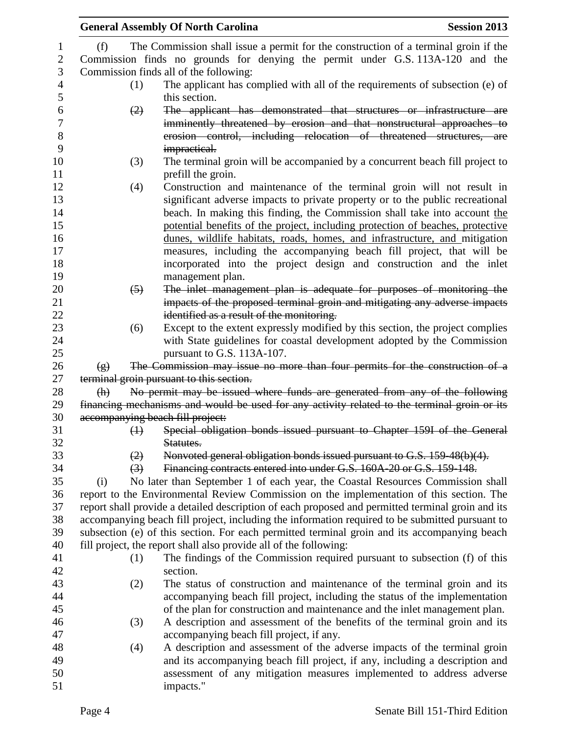(f) The Commission shall issue a permit for the construction of a terminal groin if the Commission finds no grounds for denying the permit under G.S. 113A-120 and the Commission finds all of the following:

(1) The applicant has complied with all of the requirements of subsection (e) of this section.

~~(2) The applicant has demonstrated that structures or infrastructure are imminently threatened by erosion and that nonstructural approaches to erosion control, including relocation of threatened structures, are impractical.~~

(3) The terminal groin will be accompanied by a concurrent beach fill project to prefill the groin.

(4) Construction and maintenance of the terminal groin will not result in significant adverse impacts to private property or to the public recreational beach. In making this finding, the Commission shall take into account <u>the potential benefits of the project, including protection of beaches, protective dunes, wildlife habitats, roads, homes, and infrastructure, and</u> mitigation measures, including the accompanying beach fill project, that will be incorporated into the project design and construction and the inlet management plan.

~~(5) The inlet management plan is adequate for purposes of monitoring the impacts of the proposed terminal groin and mitigating any adverse impacts identified as a result of the monitoring.~~

(6) Except to the extent expressly modified by this section, the project complies with State guidelines for coastal development adopted by the Commission pursuant to G.S. 113A-107.

~~(g) The Commission may issue no more than four permits for the construction of a terminal groin pursuant to this section.~~

~~(h) No permit may be issued where funds are generated from any of the following financing mechanisms and would be used for any activity related to the terminal groin or its accompanying beach fill project:~~

~~(1) Special obligation bonds issued pursuant to Chapter 159I of the General Statutes.~~

~~(2) Nonvoted general obligation bonds issued pursuant to G.S. 159-48(b)(4).~~

~~(3) Financing contracts entered into under G.S. 160A-20 or G.S. 159-148.~~

(i) No later than September 1 of each year, the Coastal Resources Commission shall report to the Environmental Review Commission on the implementation of this section. The report shall provide a detailed description of each proposed and permitted terminal groin and its accompanying beach fill project, including the information required to be submitted pursuant to subsection (e) of this section. For each permitted terminal groin and its accompanying beach fill project, the report shall also provide all of the following:

(1) The findings of the Commission required pursuant to subsection (f) of this section.

(2) The status of construction and maintenance of the terminal groin and its accompanying beach fill project, including the status of the implementation of the plan for construction and maintenance and the inlet management plan.

(3) A description and assessment of the benefits of the terminal groin and its accompanying beach fill project, if any.

(4) A description and assessment of the adverse impacts of the terminal groin and its accompanying beach fill project, if any, including a description and assessment of any mitigation measures implemented to address adverse impacts."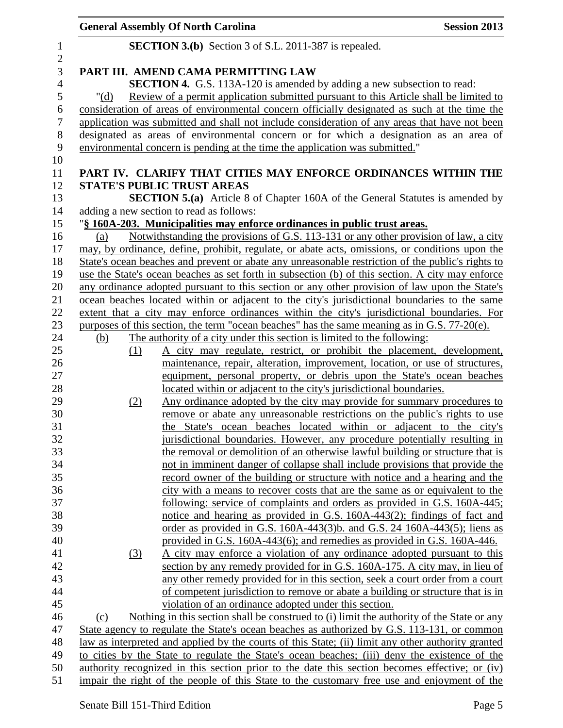**SECTION 3.(b)** Section 3 of S.L. 2011-387 is repealed.

## PART III. AMEND CAMA PERMITTING LAW

**SECTION 4.** G.S. 113A-120 is amended by adding a new subsection to read:

"(d) Review of a permit application submitted pursuant to this Article shall be limited to consideration of areas of environmental concern officially designated as such at the time the application was submitted and shall not include consideration of any areas that have not been designated as areas of environmental concern or for which a designation as an area of environmental concern is pending at the time the application was submitted."

## PART IV. CLARIFY THAT CITIES MAY ENFORCE ORDINANCES WITHIN THE STATE'S PUBLIC TRUST AREAS

**SECTION 5.(a)** Article 8 of Chapter 160A of the General Statutes is amended by adding a new section to read as follows:

"**§ 160A-203. Municipalities may enforce ordinances in public trust areas.**

(a) Notwithstanding the provisions of G.S. 113-131 or any other provision of law, a city may, by ordinance, define, prohibit, regulate, or abate acts, omissions, or conditions upon the State's ocean beaches and prevent or abate any unreasonable restriction of the public's rights to use the State's ocean beaches as set forth in subsection (b) of this section. A city may enforce any ordinance adopted pursuant to this section or any other provision of law upon the State's ocean beaches located within or adjacent to the city's jurisdictional boundaries to the same extent that a city may enforce ordinances within the city's jurisdictional boundaries. For purposes of this section, the term "ocean beaches" has the same meaning as in G.S. 77-20(e).

(b) The authority of a city under this section is limited to the following:

(1) A city may regulate, restrict, or prohibit the placement, development, maintenance, repair, alteration, improvement, location, or use of structures, equipment, personal property, or debris upon the State's ocean beaches located within or adjacent to the city's jurisdictional boundaries.

(2) Any ordinance adopted by the city may provide for summary procedures to remove or abate any unreasonable restrictions on the public's rights to use the State's ocean beaches located within or adjacent to the city's jurisdictional boundaries. However, any procedure potentially resulting in the removal or demolition of an otherwise lawful building or structure that is not in imminent danger of collapse shall include provisions that provide the record owner of the building or structure with notice and a hearing and the city with a means to recover costs that are the same as or equivalent to the following: service of complaints and orders as provided in G.S. 160A-445; notice and hearing as provided in G.S. 160A-443(2); findings of fact and order as provided in G.S. 160A-443(3)b. and G.S. 24 160A-443(5); liens as provided in G.S. 160A-443(6); and remedies as provided in G.S. 160A-446.

(3) A city may enforce a violation of any ordinance adopted pursuant to this section by any remedy provided for in G.S. 160A-175. A city may, in lieu of any other remedy provided for in this section, seek a court order from a court of competent jurisdiction to remove or abate a building or structure that is in violation of an ordinance adopted under this section.

(c) Nothing in this section shall be construed to (i) limit the authority of the State or any State agency to regulate the State's ocean beaches as authorized by G.S. 113-131, or common law as interpreted and applied by the courts of this State; (ii) limit any other authority granted to cities by the State to regulate the State's ocean beaches; (iii) deny the existence of the authority recognized in this section prior to the date this section becomes effective; or (iv) impair the right of the people of this State to the customary free use and enjoyment of the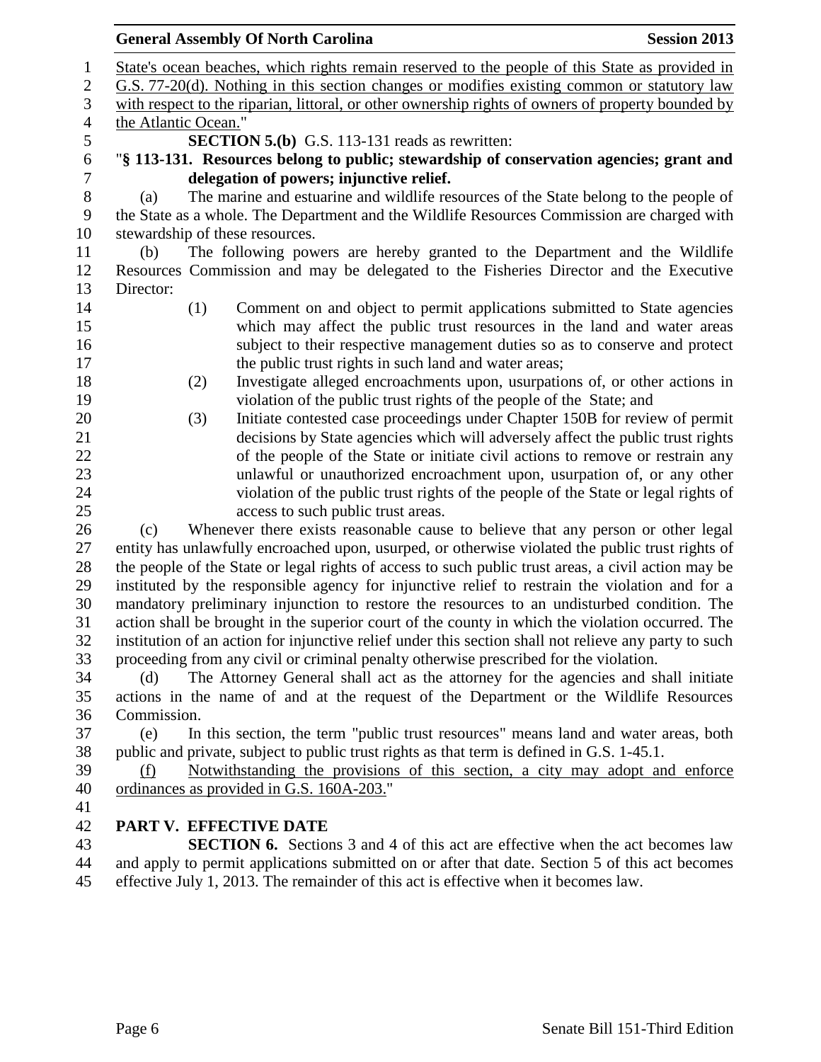State's ocean beaches, which rights remain reserved to the people of this State as provided in G.S. 77-20(d). Nothing in this section changes or modifies existing common or statutory law with respect to the riparian, littoral, or other ownership rights of owners of property bounded by the Atlantic Ocean."

**SECTION 5.(b)** G.S. 113-131 reads as rewritten:

"**§ 113-131. Resources belong to public; stewardship of conservation agencies; grant and delegation of powers; injunctive relief.**

(a) The marine and estuarine and wildlife resources of the State belong to the people of the State as a whole. The Department and the Wildlife Resources Commission are charged with stewardship of these resources.

(b) The following powers are hereby granted to the Department and the Wildlife Resources Commission and may be delegated to the Fisheries Director and the Executive Director:

(1) Comment on and object to permit applications submitted to State agencies which may affect the public trust resources in the land and water areas subject to their respective management duties so as to conserve and protect the public trust rights in such land and water areas;

(2) Investigate alleged encroachments upon, usurpations of, or other actions in violation of the public trust rights of the people of the State; and

(3) Initiate contested case proceedings under Chapter 150B for review of permit decisions by State agencies which will adversely affect the public trust rights of the people of the State or initiate civil actions to remove or restrain any unlawful or unauthorized encroachment upon, usurpation of, or any other violation of the public trust rights of the people of the State or legal rights of access to such public trust areas.

(c) Whenever there exists reasonable cause to believe that any person or other legal entity has unlawfully encroached upon, usurped, or otherwise violated the public trust rights of the people of the State or legal rights of access to such public trust areas, a civil action may be instituted by the responsible agency for injunctive relief to restrain the violation and for a mandatory preliminary injunction to restore the resources to an undisturbed condition. The action shall be brought in the superior court of the county in which the violation occurred. The institution of an action for injunctive relief under this section shall not relieve any party to such proceeding from any civil or criminal penalty otherwise prescribed for the violation.

(d) The Attorney General shall act as the attorney for the agencies and shall initiate actions in the name of and at the request of the Department or the Wildlife Resources Commission.

(e) In this section, the term "public trust resources" means land and water areas, both public and private, subject to public trust rights as that term is defined in G.S. 1-45.1.

(f) Notwithstanding the provisions of this section, a city may adopt and enforce ordinances as provided in G.S. 160A-203."

## PART V. EFFECTIVE DATE

**SECTION 6.** Sections 3 and 4 of this act are effective when the act becomes law and apply to permit applications submitted on or after that date. Section 5 of this act becomes effective July 1, 2013. The remainder of this act is effective when it becomes law.